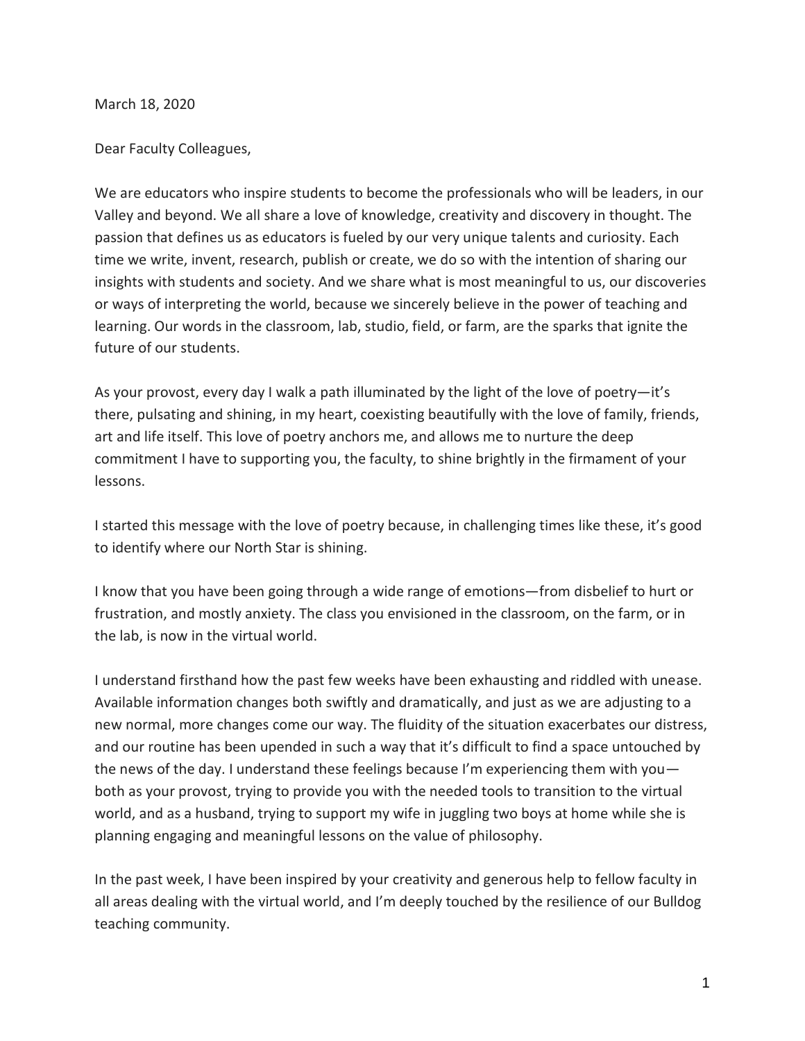March 18, 2020

Dear Faculty Colleagues,

We are educators who inspire students to become the professionals who will be leaders, in our Valley and beyond. We all share a love of knowledge, creativity and discovery in thought. The passion that defines us as educators is fueled by our very unique talents and curiosity. Each time we write, invent, research, publish or create, we do so with the intention of sharing our insights with students and society. And we share what is most meaningful to us, our discoveries or ways of interpreting the world, because we sincerely believe in the power of teaching and learning. Our words in the classroom, lab, studio, field, or farm, are the sparks that ignite the future of our students.

As your provost, every day I walk a path illuminated by the light of the love of poetry—it's there, pulsating and shining, in my heart, coexisting beautifully with the love of family, friends, art and life itself. This love of poetry anchors me, and allows me to nurture the deep commitment I have to supporting you, the faculty, to shine brightly in the firmament of your lessons.

I started this message with the love of poetry because, in challenging times like these, it's good to identify where our North Star is shining.

I know that you have been going through a wide range of emotions—from disbelief to hurt or frustration, and mostly anxiety. The class you envisioned in the classroom, on the farm, or in the lab, is now in the virtual world.

I understand firsthand how the past few weeks have been exhausting and riddled with unease. Available information changes both swiftly and dramatically, and just as we are adjusting to a new normal, more changes come our way. The fluidity of the situation exacerbates our distress, and our routine has been upended in such a way that it's difficult to find a space untouched by the news of the day. I understand these feelings because I'm experiencing them with you—both as your provost, trying to provide you with the needed tools to transition to the virtual world, and as a husband, trying to support my wife in juggling two boys at home while she is planning engaging and meaningful lessons on the value of philosophy.

In the past week, I have been inspired by your creativity and generous help to fellow faculty in all areas dealing with the virtual world, and I'm deeply touched by the resilience of our Bulldog teaching community.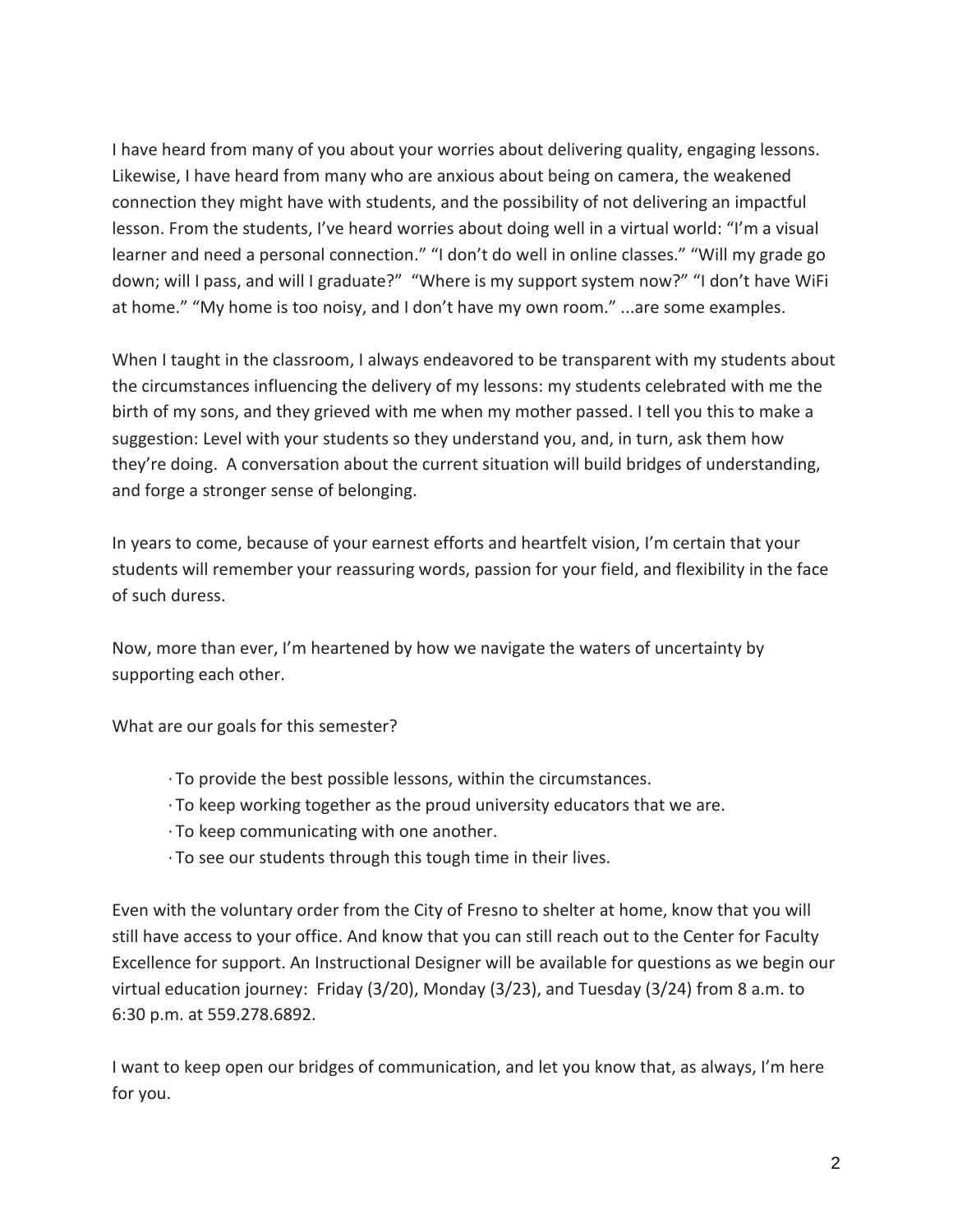I have heard from many of you about your worries about delivering quality, engaging lessons. Likewise, I have heard from many who are anxious about being on camera, the weakened connection they might have with students, and the possibility of not delivering an impactful lesson. From the students, I've heard worries about doing well in a virtual world: "I'm a visual learner and need a personal connection." "I don't do well in online classes." "Will my grade go down; will I pass, and will I graduate?" "Where is my support system now?" "I don't have WiFi at home." "My home is too noisy, and I don't have my own room." ...are some examples.

When I taught in the classroom, I always endeavored to be transparent with my students about the circumstances influencing the delivery of my lessons: my students celebrated with me the birth of my sons, and they grieved with me when my mother passed. I tell you this to make a suggestion: Level with your students so they understand you, and, in turn, ask them how they're doing. A conversation about the current situation will build bridges of understanding, and forge a stronger sense of belonging.

In years to come, because of your earnest efforts and heartfelt vision, I'm certain that your students will remember your reassuring words, passion for your field, and flexibility in the face of such duress.

Now, more than ever, I'm heartened by how we navigate the waters of uncertainty by supporting each other.

What are our goals for this semester?

- To provide the best possible lessons, within the circumstances.
- To keep working together as the proud university educators that we are.
- To keep communicating with one another.
- To see our students through this tough time in their lives.

Even with the voluntary order from the City of Fresno to shelter at home, know that you will still have access to your office. And know that you can still reach out to the Center for Faculty Excellence for support. An Instructional Designer will be available for questions as we begin our virtual education journey: Friday (3/20), Monday (3/23), and Tuesday (3/24) from 8 a.m. to 6:30 p.m. at 559.278.6892.

I want to keep open our bridges of communication, and let you know that, as always, I'm here for you.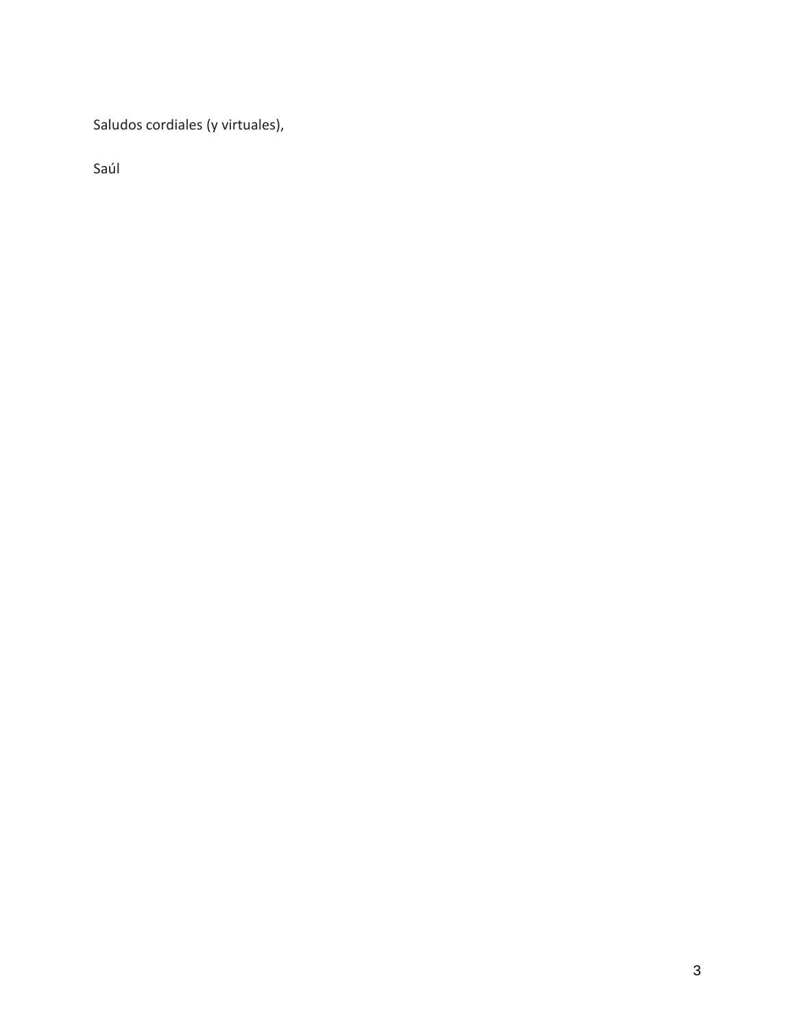Saludos cordiales (y virtuales),

Saúl